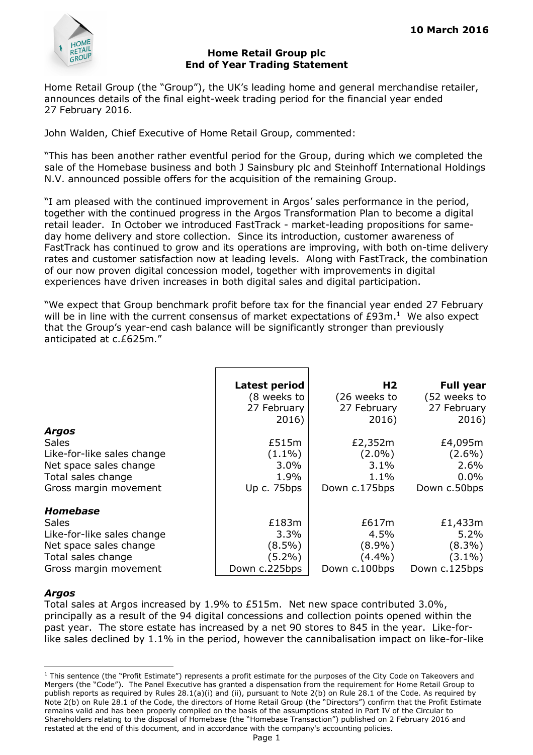10 March 2016

# Home Retail Group plc
## End of Year Trading Statement

Home Retail Group (the "Group"), the UK's leading home and general merchandise retailer, announces details of the final eight-week trading period for the financial year ended 27 February 2016.

John Walden, Chief Executive of Home Retail Group, commented:

"This has been another rather eventful period for the Group, during which we completed the sale of the Homebase business and both J Sainsbury plc and Steinhoff International Holdings N.V. announced possible offers for the acquisition of the remaining Group.

"I am pleased with the continued improvement in Argos' sales performance in the period, together with the continued progress in the Argos Transformation Plan to become a digital retail leader. In October we introduced FastTrack - market-leading propositions for same-day home delivery and store collection. Since its introduction, customer awareness of FastTrack has continued to grow and its operations are improving, with both on-time delivery rates and customer satisfaction now at leading levels. Along with FastTrack, the combination of our now proven digital concession model, together with improvements in digital experiences have driven increases in both digital sales and digital participation.

"We expect that Group benchmark profit before tax for the financial year ended 27 February will be in line with the current consensus of market expectations of £93m.[1] We also expect that the Group's year-end cash balance will be significantly stronger than previously anticipated at c.£625m."

| | **Latest period** (8 weeks to 27 February 2016) | **H2** (26 weeks to 27 February 2016) | **Full year** (52 weeks to 27 February 2016) |
|---|---|---|---|
| ***Argos*** | | | |
| Sales | £515m | £2,352m | £4,095m |
| Like-for-like sales change | (1.1%) | (2.0%) | (2.6%) |
| Net space sales change | 3.0% | 3.1% | 2.6% |
| Total sales change | 1.9% | 1.1% | 0.0% |
| Gross margin movement | Up c. 75bps | Down c.175bps | Down c.50bps |
| ***Homebase*** | | | |
| Sales | £183m | £617m | £1,433m |
| Like-for-like sales change | 3.3% | 4.5% | 5.2% |
| Net space sales change | (8.5%) | (8.9%) | (8.3%) |
| Total sales change | (5.2%) | (4.4%) | (3.1%) |
| Gross margin movement | Down c.225bps | Down c.100bps | Down c.125bps |

### *Argos*

Total sales at Argos increased by 1.9% to £515m. Net new space contributed 3.0%, principally as a result of the 94 digital concessions and collection points opened within the past year. The store estate has increased by a net 90 stores to 845 in the year. Like-for-like sales declined by 1.1% in the period, however the cannibalisation impact on like-for-like

---

[1] This sentence (the "Profit Estimate") represents a profit estimate for the purposes of the City Code on Takeovers and Mergers (the "Code"). The Panel Executive has granted a dispensation from the requirement for Home Retail Group to publish reports as required by Rules 28.1(a)(i) and (ii), pursuant to Note 2(b) on Rule 28.1 of the Code. As required by Note 2(b) on Rule 28.1 of the Code, the directors of Home Retail Group (the "Directors") confirm that the Profit Estimate remains valid and has been properly compiled on the basis of the assumptions stated in Part IV of the Circular to Shareholders relating to the disposal of Homebase (the "Homebase Transaction") published on 2 February 2016 and restated at the end of this document, and in accordance with the company's accounting policies.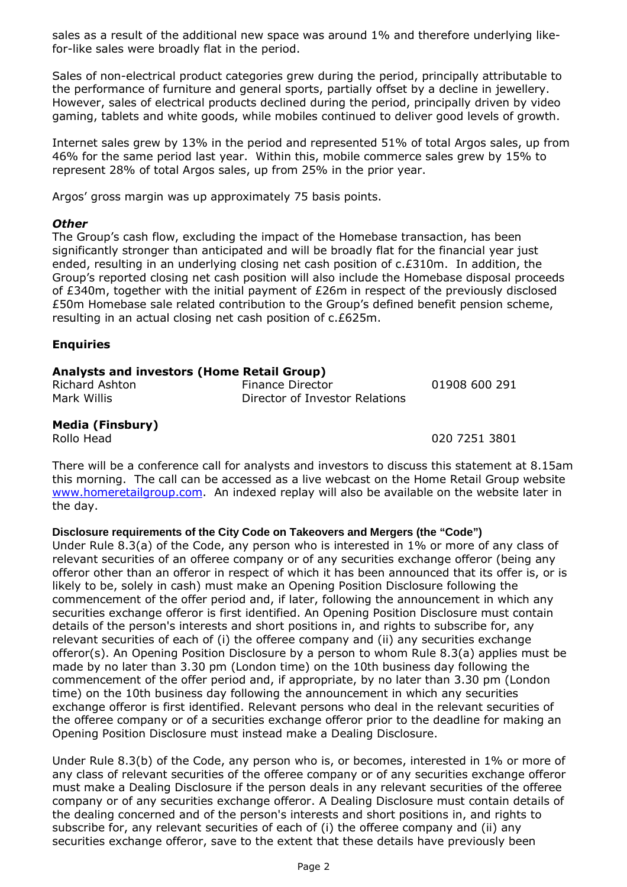sales as a result of the additional new space was around 1% and therefore underlying like-for-like sales were broadly flat in the period.

Sales of non-electrical product categories grew during the period, principally attributable to the performance of furniture and general sports, partially offset by a decline in jewellery. However, sales of electrical products declined during the period, principally driven by video gaming, tablets and white goods, while mobiles continued to deliver good levels of growth.

Internet sales grew by 13% in the period and represented 51% of total Argos sales, up from 46% for the same period last year. Within this, mobile commerce sales grew by 15% to represent 28% of total Argos sales, up from 25% in the prior year.

Argos' gross margin was up approximately 75 basis points.

***Other***

The Group's cash flow, excluding the impact of the Homebase transaction, has been significantly stronger than anticipated and will be broadly flat for the financial year just ended, resulting in an underlying closing net cash position of c.£310m. In addition, the Group's reported closing net cash position will also include the Homebase disposal proceeds of £340m, together with the initial payment of £26m in respect of the previously disclosed £50m Homebase sale related contribution to the Group's defined benefit pension scheme, resulting in an actual closing net cash position of c.£625m.

## Enquiries

**Analysts and investors (Home Retail Group)**

| | | |
|---|---|---|
| Richard Ashton | Finance Director | 01908 600 291 |
| Mark Willis | Director of Investor Relations | |

**Media (Finsbury)**

| | | |
|---|---|---|
| Rollo Head | | 020 7251 3801 |

There will be a conference call for analysts and investors to discuss this statement at 8.15am this morning. The call can be accessed as a live webcast on the Home Retail Group website www.homeretailgroup.com. An indexed replay will also be available on the website later in the day.

**Disclosure requirements of the City Code on Takeovers and Mergers (the "Code")**

Under Rule 8.3(a) of the Code, any person who is interested in 1% or more of any class of relevant securities of an offeree company or of any securities exchange offeror (being any offeror other than an offeror in respect of which it has been announced that its offer is, or is likely to be, solely in cash) must make an Opening Position Disclosure following the commencement of the offer period and, if later, following the announcement in which any securities exchange offeror is first identified. An Opening Position Disclosure must contain details of the person's interests and short positions in, and rights to subscribe for, any relevant securities of each of (i) the offeree company and (ii) any securities exchange offeror(s). An Opening Position Disclosure by a person to whom Rule 8.3(a) applies must be made by no later than 3.30 pm (London time) on the 10th business day following the commencement of the offer period and, if appropriate, by no later than 3.30 pm (London time) on the 10th business day following the announcement in which any securities exchange offeror is first identified. Relevant persons who deal in the relevant securities of the offeree company or of a securities exchange offeror prior to the deadline for making an Opening Position Disclosure must instead make a Dealing Disclosure.

Under Rule 8.3(b) of the Code, any person who is, or becomes, interested in 1% or more of any class of relevant securities of the offeree company or of any securities exchange offeror must make a Dealing Disclosure if the person deals in any relevant securities of the offeree company or of any securities exchange offeror. A Dealing Disclosure must contain details of the dealing concerned and of the person's interests and short positions in, and rights to subscribe for, any relevant securities of each of (i) the offeree company and (ii) any securities exchange offeror, save to the extent that these details have previously been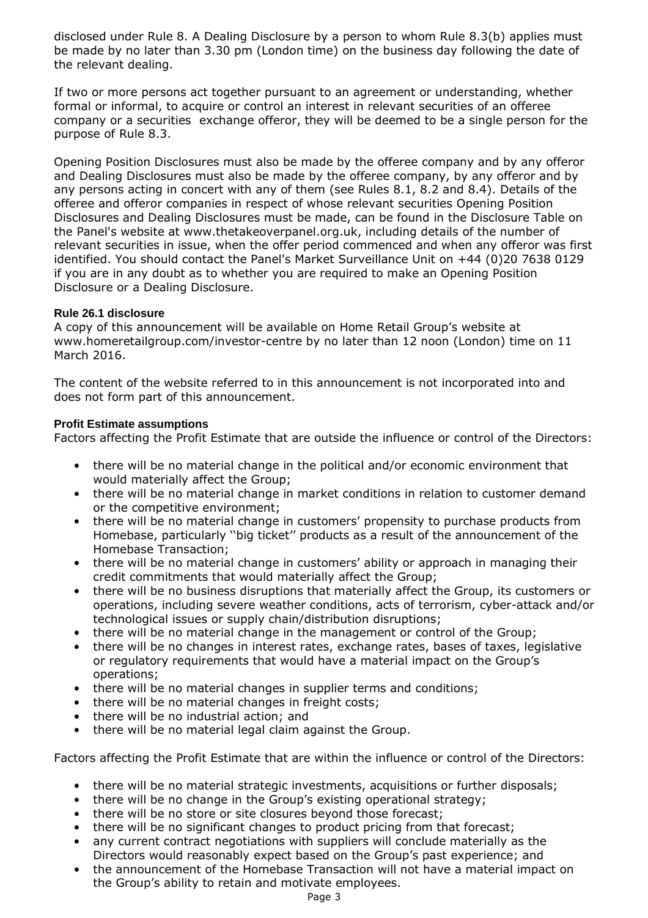disclosed under Rule 8. A Dealing Disclosure by a person to whom Rule 8.3(b) applies must be made by no later than 3.30 pm (London time) on the business day following the date of the relevant dealing.

If two or more persons act together pursuant to an agreement or understanding, whether formal or informal, to acquire or control an interest in relevant securities of an offeree company or a securities exchange offeror, they will be deemed to be a single person for the purpose of Rule 8.3.

Opening Position Disclosures must also be made by the offeree company and by any offeror and Dealing Disclosures must also be made by the offeree company, by any offeror and by any persons acting in concert with any of them (see Rules 8.1, 8.2 and 8.4). Details of the offeree and offeror companies in respect of whose relevant securities Opening Position Disclosures and Dealing Disclosures must be made, can be found in the Disclosure Table on the Panel's website at www.thetakeoverpanel.org.uk, including details of the number of relevant securities in issue, when the offer period commenced and when any offeror was first identified. You should contact the Panel's Market Surveillance Unit on +44 (0)20 7638 0129 if you are in any doubt as to whether you are required to make an Opening Position Disclosure or a Dealing Disclosure.

**Rule 26.1 disclosure**

A copy of this announcement will be available on Home Retail Group's website at www.homeretailgroup.com/investor-centre by no later than 12 noon (London) time on 11 March 2016.

The content of the website referred to in this announcement is not incorporated into and does not form part of this announcement.

**Profit Estimate assumptions**

Factors affecting the Profit Estimate that are outside the influence or control of the Directors:

- there will be no material change in the political and/or economic environment that would materially affect the Group;
- there will be no material change in market conditions in relation to customer demand or the competitive environment;
- there will be no material change in customers' propensity to purchase products from Homebase, particularly ''big ticket'' products as a result of the announcement of the Homebase Transaction;
- there will be no material change in customers' ability or approach in managing their credit commitments that would materially affect the Group;
- there will be no business disruptions that materially affect the Group, its customers or operations, including severe weather conditions, acts of terrorism, cyber-attack and/or technological issues or supply chain/distribution disruptions;
- there will be no material change in the management or control of the Group;
- there will be no changes in interest rates, exchange rates, bases of taxes, legislative or regulatory requirements that would have a material impact on the Group's operations;
- there will be no material changes in supplier terms and conditions;
- there will be no material changes in freight costs;
- there will be no industrial action; and
- there will be no material legal claim against the Group.

Factors affecting the Profit Estimate that are within the influence or control of the Directors:

- there will be no material strategic investments, acquisitions or further disposals;
- there will be no change in the Group's existing operational strategy;
- there will be no store or site closures beyond those forecast;
- there will be no significant changes to product pricing from that forecast;
- any current contract negotiations with suppliers will conclude materially as the Directors would reasonably expect based on the Group's past experience; and
- the announcement of the Homebase Transaction will not have a material impact on the Group's ability to retain and motivate employees.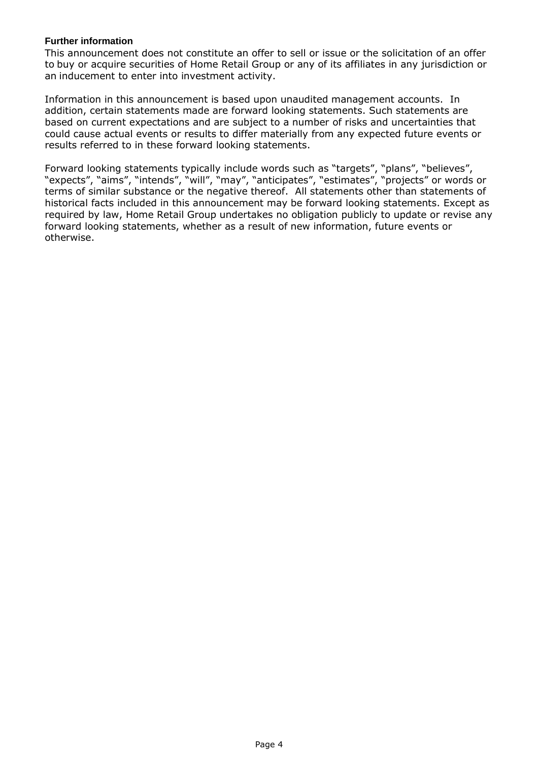**Further information**

This announcement does not constitute an offer to sell or issue or the solicitation of an offer to buy or acquire securities of Home Retail Group or any of its affiliates in any jurisdiction or an inducement to enter into investment activity.

Information in this announcement is based upon unaudited management accounts. In addition, certain statements made are forward looking statements. Such statements are based on current expectations and are subject to a number of risks and uncertainties that could cause actual events or results to differ materially from any expected future events or results referred to in these forward looking statements.

Forward looking statements typically include words such as "targets", "plans", "believes", "expects", "aims", "intends", "will", "may", "anticipates", "estimates", "projects" or words or terms of similar substance or the negative thereof. All statements other than statements of historical facts included in this announcement may be forward looking statements. Except as required by law, Home Retail Group undertakes no obligation publicly to update or revise any forward looking statements, whether as a result of new information, future events or otherwise.